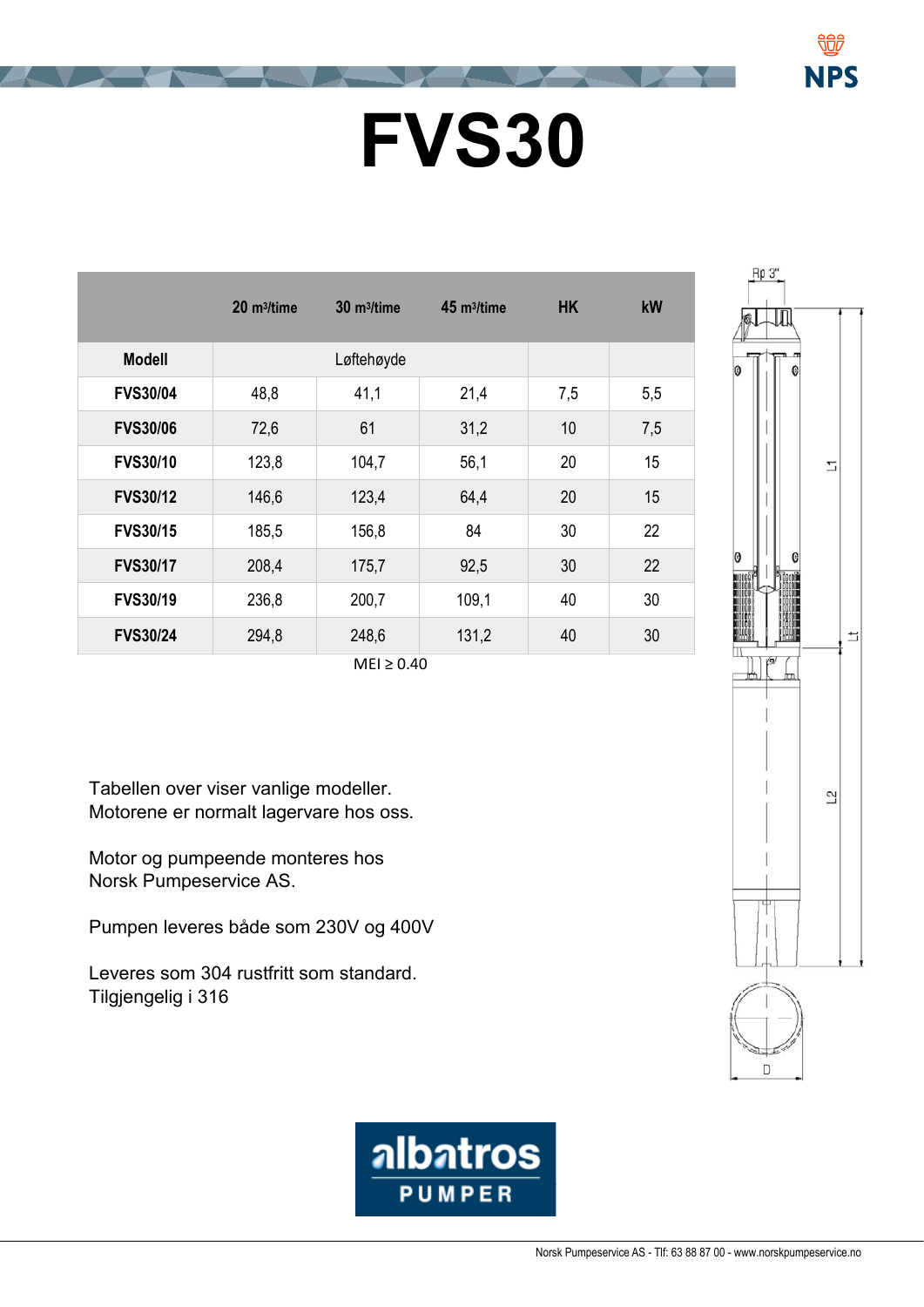# FVS30

| Modell | 20 m³/time | 30 m³/time | 45 m³/time | HK | kW |
|---|---|---|---|---|---|
| | Løftehøyde | | | | |
| **FVS30/04** | 48,8 | 41,1 | 21,4 | 7,5 | 5,5 |
| **FVS30/06** | 72,6 | 61 | 31,2 | 10 | 7,5 |
| **FVS30/10** | 123,8 | 104,7 | 56,1 | 20 | 15 |
| **FVS30/12** | 146,6 | 123,4 | 64,4 | 20 | 15 |
| **FVS30/15** | 185,5 | 156,8 | 84 | 30 | 22 |
| **FVS30/17** | 208,4 | 175,7 | 92,5 | 30 | 22 |
| **FVS30/19** | 236,8 | 200,7 | 109,1 | 40 | 30 |
| **FVS30/24** | 294,8 | 248,6 | 131,2 | 40 | 30 |

MEI ≥ 0.40

Tabellen over viser vanlige modeller.
Motorene er normalt lagervare hos oss.

Motor og pumpeende monteres hos
Norsk Pumpeservice AS.

Pumpen leveres både som 230V og 400V

Leveres som 304 rustfritt som standard.
Tilgjengelig i 316

Norsk Pumpeservice AS - Tlf: 63 88 87 00 - www.norskpumpeservice.no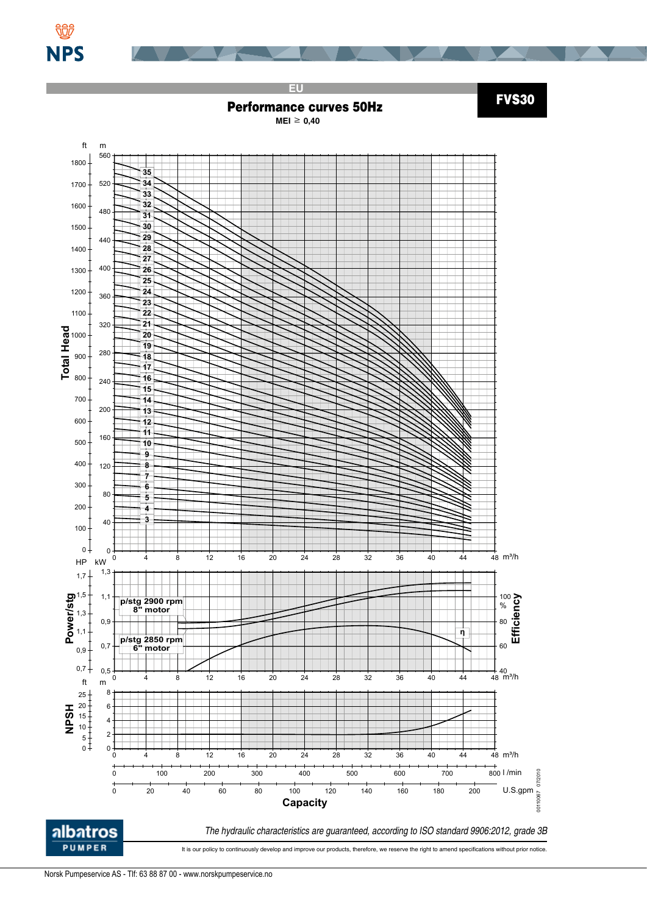NPS

EU

**FVS30**

## Performance curves 50Hz

MEI ≥ 0,40

ft m

1800 560
1700 520
1600 480
1500 440
1400 400
1300 360
1200 320
1100 280
1000 240
900 200
800 160
700 120
600 80
500 40
400 0
300
200
100
0

**Total Head**

35 34 33 32 31 30 29 28 27 26 25 24 23 22 21 20 19 18 17 16 15 14 13 12 11 10 9 8 7 6 5 4 3

0 4 8 12 16 20 24 28 32 36 40 44 48 m³/h

HP kW

1,7 1,3
1,5 1,1
1,3 0,9
1,1 0,7
0,9 0,5
0,7

**Power/stg**

p/stg 2900 rpm 8" motor

p/stg 2850 rpm 6" motor

η

100 %
80
60
40

**Efficiency**

0 4 8 12 16 20 24 28 32 36 40 44 48 m³/h

ft m

25 8
20 6
15 4
10 2
5 0
0

**NPSH**

0 4 8 12 16 20 24 28 32 36 40 44 48 m³/h

0 100 200 300 400 500 600 700 800 l /min

0 20 40 60 80 100 120 140 160 180 200 U.S.gpm

**Capacity**

00110067 07/2010

albatros PUMPER

*The hydraulic characteristics are guaranteed, according to ISO standard 9906:2012, grade 3B*

It is our policy to continuously develop and improve our products, therefore, we reserve the right to amend specifications without prior notice.

Norsk Pumpeservice AS - Tlf: 63 88 87 00 - www.norskpumpeservice.no